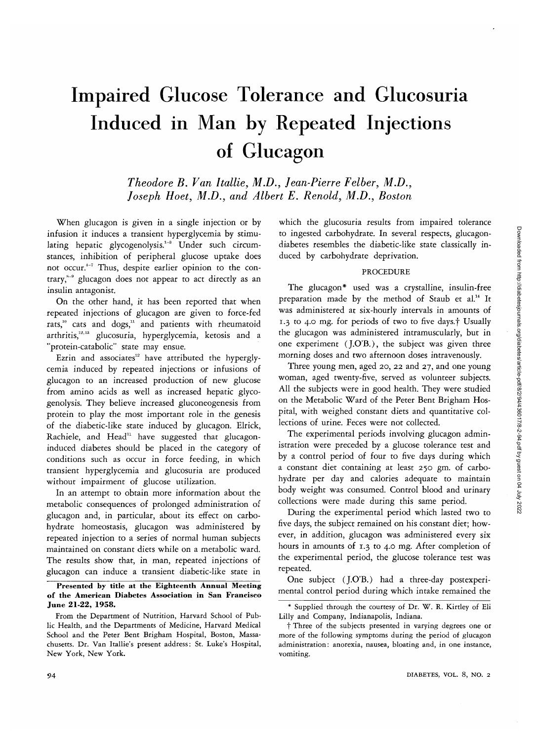# Impaired Glucose Tolerance and Glucosuria Induced in Man by Repeated Injections of Glucagon

*Theodore B. Van Itallie, M.D., Jean-Pierre Felber, M.D., Joseph Hoet, M.D., and Albert E. Renold, M.D., Boston*

When glucagon is given in a single injection or by infusion it induces a transient hyperglycemia by stimulating hepatic glycogenolysis.[1-3] Under such circumstances, inhibition of peripheral glucose uptake does not occur.[4-7] Thus, despite earlier opinion to the contrary,[8-9] glucagon does not appear to act directly as an insulin antagonist.

On the other hand, it has been reported that when repeated injections of glucagon are given to force-fed rats,[10] cats and dogs,[11] and patients with rheumatoid arthritis,[12,13] glucosuria, hyperglycemia, ketosis and a "protein-catabolic" state may ensue.

Ezrin and associates[12] have attributed the hyperglycemia induced by repeated injections or infusions of glucagon to an increased production of new glucose from amino acids as well as increased hepatic glycogenolysis. They believe increased gluconeogenesis from protein to play the most important role in the genesis of the diabetic-like state induced by glucagon. Elrick, Rachiele, and Head[11] have suggested that glucagon-induced diabetes should be placed in the category of conditions such as occur in force feeding, in which transient hyperglycemia and glucosuria are produced without impairment of glucose utilization.

In an attempt to obtain more information about the metabolic consequences of prolonged administration of glucagon and, in particular, about its effect on carbohydrate homeostasis, glucagon was administered by repeated injection to a series of normal human subjects maintained on constant diets while on a metabolic ward. The results show that, in man, repeated injections of glucagon can induce a transient diabetic-like state in which the glucosuria results from impaired tolerance to ingested carbohydrate. In several respects, glucagon-diabetes resembles the diabetic-like state classically induced by carbohydrate deprivation.

## PROCEDURE

The glucagon* used was a crystalline, insulin-free preparation made by the method of Staub et al.[14] It was administered at six-hourly intervals in amounts of 1.3 to 4.0 mg. for periods of two to five days.† Usually the glucagon was administered intramuscularly, but in one experiment (J.O'B.), the subject was given three morning doses and two afternoon doses intravenously.

Three young men, aged 20, 22 and 27, and one young woman, aged twenty-five, served as volunteer subjects. All the subjects were in good health. They were studied on the Metabolic Ward of the Peter Bent Brigham Hospital, with weighed constant diets and quantitative collections of urine. Feces were not collected.

The experimental periods involving glucagon administration were preceded by a glucose tolerance test and by a control period of four to five days during which a constant diet containing at least 250 gm. of carbohydrate per day and calories adequate to maintain body weight was consumed. Control blood and urinary collections were made during this same period.

During the experimental period which lasted two to five days, the subject remained on his constant diet; however, in addition, glucagon was administered every six hours in amounts of 1.3 to 4.0 mg. After completion of the experimental period, the glucose tolerance test was repeated.

One subject (J.O'B.) had a three-day postexperimental control period during which intake remained the

---

**Presented by title at the Eighteenth Annual Meeting of the American Diabetes Association in San Francisco June 21-22, 1958.**

From the Department of Nutrition, Harvard School of Public Health, and the Departments of Medicine, Harvard Medical School and the Peter Bent Brigham Hospital, Boston, Massachusetts. Dr. Van Itallie's present address: St. Luke's Hospital, New York, New York.

\* Supplied through the courtesy of Dr. W. R. Kirtley of Eli Lilly and Company, Indianapolis, Indiana.

† Three of the subjects presented in varying degrees one or more of the following symptoms during the period of glucagon administration: anorexia, nausea, bloating and, in one instance, vomiting.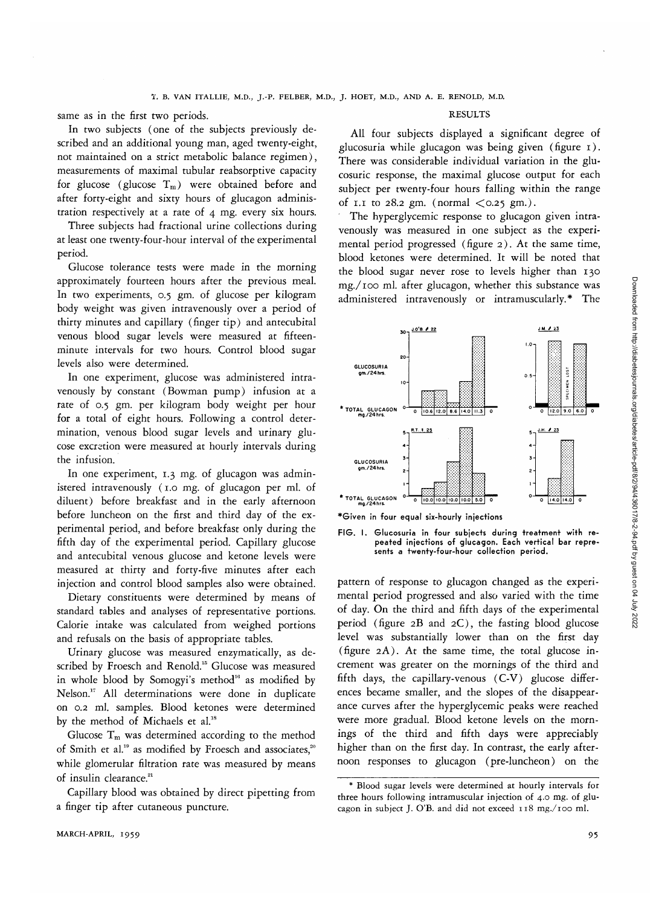same as in the first two periods.

In two subjects (one of the subjects previously described and an additional young man, aged twenty-eight, not maintained on a strict metabolic balance regimen), measurements of maximal tubular reabsorptive capacity for glucose (glucose $T_m$) were obtained before and after forty-eight and sixty hours of glucagon administration respectively at a rate of 4 mg. every six hours.

Three subjects had fractional urine collections during at least one twenty-four-hour interval of the experimental period.

Glucose tolerance tests were made in the morning approximately fourteen hours after the previous meal. In two experiments, 0.5 gm. of glucose per kilogram body weight was given intravenously over a period of thirty minutes and capillary (finger tip) and antecubital venous blood sugar levels were measured at fifteen-minute intervals for two hours. Control blood sugar levels also were determined.

In one experiment, glucose was administered intravenously by constant (Bowman pump) infusion at a rate of 0.5 gm. per kilogram body weight per hour for a total of eight hours. Following a control determination, venous blood sugar levels and urinary glucose excretion were measured at hourly intervals during the infusion.

In one experiment, 1.3 mg. of glucagon was administered intravenously (1.0 mg. of glucagon per ml. of diluent) before breakfast and in the early afternoon before luncheon on the first and third day of the experimental period, and before breakfast only during the fifth day of the experimental period. Capillary glucose and antecubital venous glucose and ketone levels were measured at thirty and forty-five minutes after each injection and control blood samples also were obtained.

Dietary constituents were determined by means of standard tables and analyses of representative portions. Calorie intake was calculated from weighed portions and refusals on the basis of appropriate tables.

Urinary glucose was measured enzymatically, as described by Froesch and Renold.[15] Glucose was measured in whole blood by Somogyi's method[16] as modified by Nelson.[17] All determinations were done in duplicate on 0.2 ml. samples. Blood ketones were determined by the method of Michaels et al.[18]

Glucose $T_m$ was determined according to the method of Smith et al.[19] as modified by Froesch and associates,[20] while glomerular filtration rate was measured by means of insulin clearance.[21]

Capillary blood was obtained by direct pipetting from a finger tip after cutaneous puncture.

## RESULTS

All four subjects displayed a significant degree of glucosuria while glucagon was being given (figure 1). There was considerable individual variation in the glucosuric response, the maximal glucose output for each subject per twenty-four hours falling within the range of 1.1 to 28.2 gm. (normal <0.25 gm.).

The hyperglycemic response to glucagon given intravenously was measured in one subject as the experimental period progressed (figure 2). At the same time, blood ketones were determined. It will be noted that the blood sugar never rose to levels higher than 130 mg./100 ml. after glucagon, whether this substance was administered intravenously or intramuscularly.* The pattern of response to glucagon changed as the experimental period progressed and also varied with the time of day. On the third and fifth days of the experimental period (figure 2B and 2C), the fasting blood glucose level was substantially lower than on the first day (figure 2A). At the same time, the total glucose increment was greater on the mornings of the third and fifth days, the capillary-venous (C-V) glucose differences became smaller, and the slopes of the disappearance curves after the hyperglycemic peaks were reached were more gradual. Blood ketone levels on the mornings of the third and fifth days were appreciably higher than on the first day. In contrast, the early afternoon responses to glucagon (pre-luncheon) on the

FIG. 1. Glucosuria in four subjects during treatment with repeated injections of glucagon. Each vertical bar represents a twenty-four-hour collection period.

*Given in four equal six-hourly injections

\* Blood sugar levels were determined at hourly intervals for three hours following intramuscular injection of 4.0 mg. of glucagon in subject J. O'B. and did not exceed 118 mg./100 ml.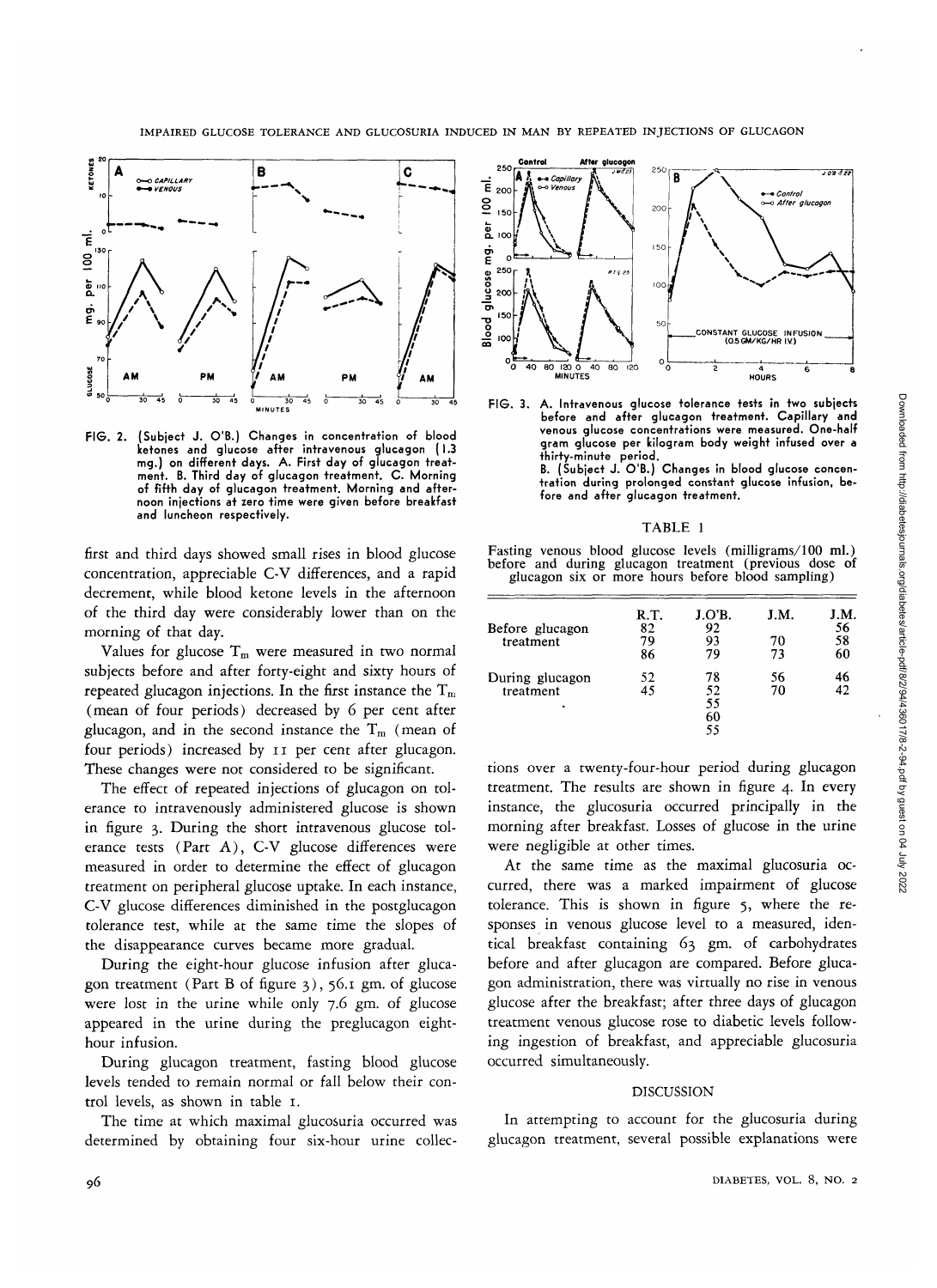FIG. 2. (Subject J. O'B.) Changes in concentration of blood ketones and glucose after intravenous glucagon (1.3 mg.) on different days. A. First day of glucagon treatment. B. Third day of glucagon treatment. C. Morning of fifth day of glucagon treatment. Morning and afternoon injections at zero time were given before breakfast and luncheon respectively.

first and third days showed small rises in blood glucose concentration, appreciable C-V differences, and a rapid decrement, while blood ketone levels in the afternoon of the third day were considerably lower than on the morning of that day.

Values for glucose $T_m$ were measured in two normal subjects before and after forty-eight and sixty hours of repeated glucagon injections. In the first instance the $T_m$ (mean of four periods) decreased by 6 per cent after glucagon, and in the second instance the $T_m$ (mean of four periods) increased by 11 per cent after glucagon. These changes were not considered to be significant.

The effect of repeated injections of glucagon on tolerance to intravenously administered glucose is shown in figure 3. During the short intravenous glucose tolerance tests (Part A), C-V glucose differences were measured in order to determine the effect of glucagon treatment on peripheral glucose uptake. In each instance, C-V glucose differences diminished in the postglucagon tolerance test, while at the same time the slopes of the disappearance curves became more gradual.

During the eight-hour glucose infusion after glucagon treatment (Part B of figure 3), 56.1 gm. of glucose were lost in the urine while only 7.6 gm. of glucose appeared in the urine during the preglucagon eight-hour infusion.

During glucagon treatment, fasting blood glucose levels tended to remain normal or fall below their control levels, as shown in table 1.

The time at which maximal glucosuria occurred was determined by obtaining four six-hour urine collections over a twenty-four-hour period during glucagon treatment. The results are shown in figure 4. In every instance, the glucosuria occurred principally in the morning after breakfast. Losses of glucose in the urine were negligible at other times.

FIG. 3. A. Intravenous glucose tolerance tests in two subjects before and after glucagon treatment. Capillary and venous glucose concentrations were measured. One-half gram glucose per kilogram body weight infused over a thirty-minute period.
B. (Subject J. O'B.) Changes in blood glucose concentration during prolonged constant glucose infusion, before and after glucagon treatment.

TABLE 1

Fasting venous blood glucose levels (milligrams/100 ml.) before and during glucagon treatment (previous dose of glucagon six or more hours before blood sampling)

| | R.T. | J.O'B. | J.M. | J.M. |
|---|---|---|---|---|
| Before glucagon treatment | 82 | 92 | | 56 |
| | 79 | 93 | 70 | 58 |
| | 86 | 79 | 73 | 60 |
| During glucagon treatment | 52 | 78 | 56 | 46 |
| | 45 | 52 | 70 | 42 |
| | | 55 | | |
| | | 60 | | |
| | | 55 | | |

At the same time as the maximal glucosuria occurred, there was a marked impairment of glucose tolerance. This is shown in figure 5, where the responses in venous glucose level to a measured, identical breakfast containing 63 gm. of carbohydrates before and after glucagon are compared. Before glucagon administration, there was virtually no rise in venous glucose after the breakfast; after three days of glucagon treatment venous glucose rose to diabetic levels following ingestion of breakfast, and appreciable glucosuria occurred simultaneously.

## DISCUSSION

In attempting to account for the glucosuria during glucagon treatment, several possible explanations were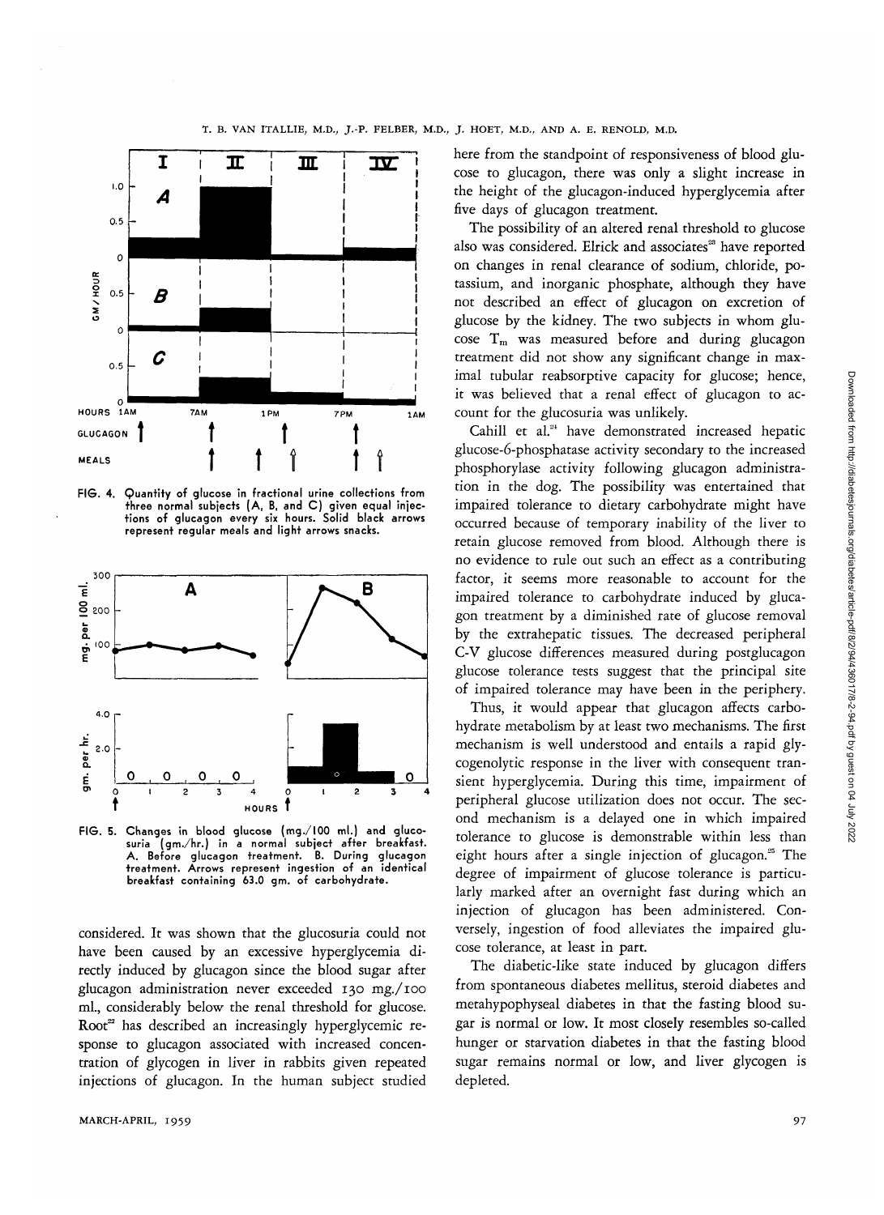FIG. 4. Quantity of glucose in fractional urine collections from three normal subjects (A, B, and C) given equal injections of glucagon every six hours. Solid black arrows represent regular meals and light arrows snacks.

FIG. 5. Changes in blood glucose (mg./100 ml.) and glucosuria (gm./hr.) in a normal subject after breakfast. A. Before glucagon treatment. B. During glucagon treatment. Arrows represent ingestion of an identical breakfast containing 63.0 gm. of carbohydrate.

considered. It was shown that the glucosuria could not have been caused by an excessive hyperglycemia directly induced by glucagon since the blood sugar after glucagon administration never exceeded 130 mg./100 ml., considerably below the renal threshold for glucose. Root[22] has described an increasingly hyperglycemic response to glucagon associated with increased concentration of glycogen in liver in rabbits given repeated injections of glucagon. In the human subject studied here from the standpoint of responsiveness of blood glucose to glucagon, there was only a slight increase in the height of the glucagon-induced hyperglycemia after five days of glucagon treatment.

The possibility of an altered renal threshold to glucose also was considered. Elrick and associates[23] have reported on changes in renal clearance of sodium, chloride, potassium, and inorganic phosphate, although they have not described an effect of glucagon on excretion of glucose by the kidney. The two subjects in whom glucose $T_m$ was measured before and during glucagon treatment did not show any significant change in maximal tubular reabsorptive capacity for glucose; hence, it was believed that a renal effect of glucagon to account for the glucosuria was unlikely.

Cahill et al.[24] have demonstrated increased hepatic glucose-6-phosphatase activity secondary to the increased phosphorylase activity following glucagon administration in the dog. The possibility was entertained that impaired tolerance to dietary carbohydrate might have occurred because of temporary inability of the liver to retain glucose removed from blood. Although there is no evidence to rule out such an effect as a contributing factor, it seems more reasonable to account for the impaired tolerance to carbohydrate induced by glucagon treatment by a diminished rate of glucose removal by the extrahepatic tissues. The decreased peripheral C-V glucose differences measured during postglucagon glucose tolerance tests suggest that the principal site of impaired tolerance may have been in the periphery.

Thus, it would appear that glucagon affects carbohydrate metabolism by at least two mechanisms. The first mechanism is well understood and entails a rapid glycogenolytic response in the liver with consequent transient hyperglycemia. During this time, impairment of peripheral glucose utilization does not occur. The second mechanism is a delayed one in which impaired tolerance to glucose is demonstrable within less than eight hours after a single injection of glucagon.[25] The degree of impairment of glucose tolerance is particularly marked after an overnight fast during which an injection of glucagon has been administered. Conversely, ingestion of food alleviates the impaired glucose tolerance, at least in part.

The diabetic-like state induced by glucagon differs from spontaneous diabetes mellitus, steroid diabetes and metahypophyseal diabetes in that the fasting blood sugar is normal or low. It most closely resembles so-called hunger or starvation diabetes in that the fasting blood sugar remains normal or low, and liver glycogen is depleted.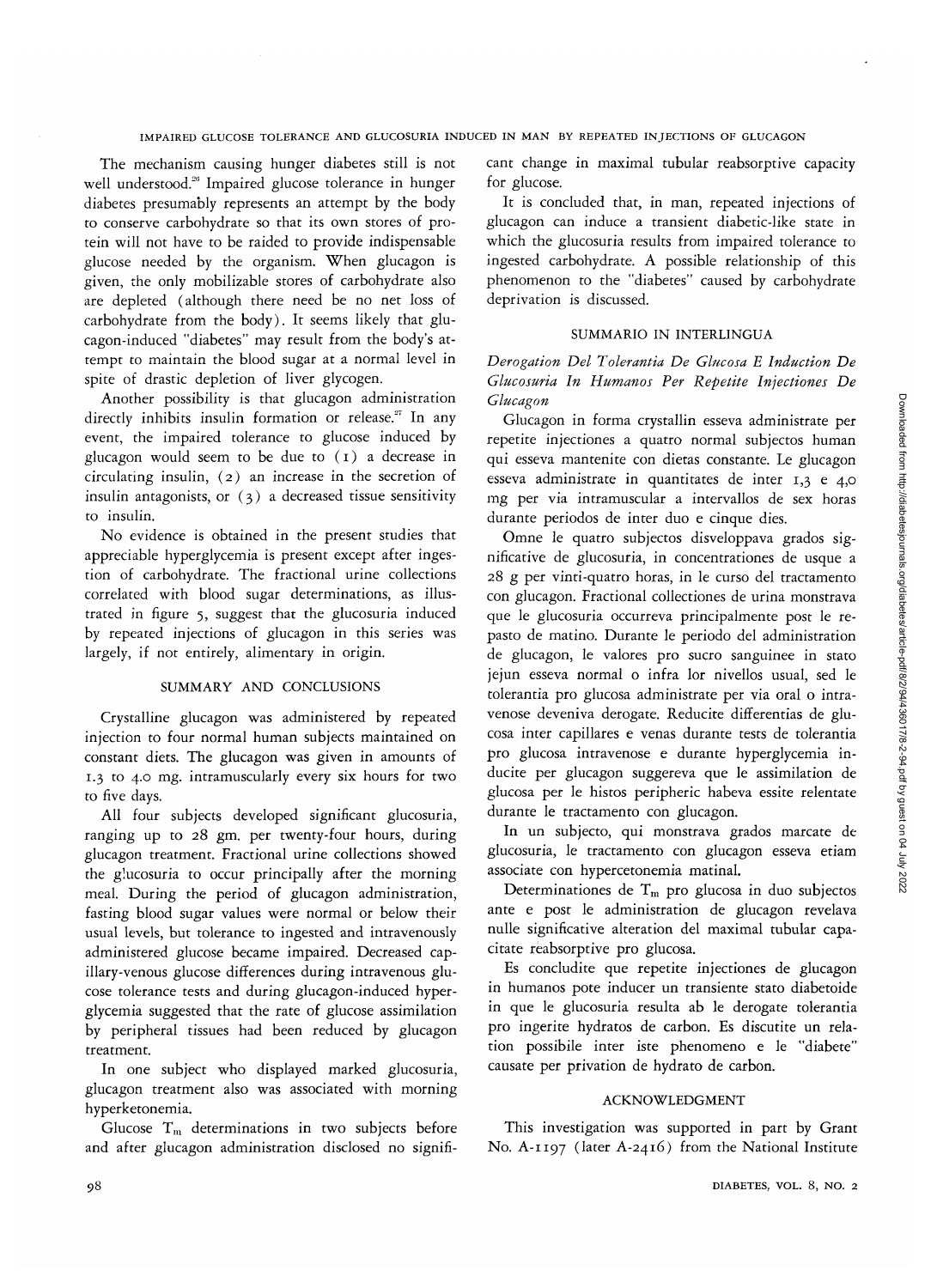The mechanism causing hunger diabetes still is not well understood.[26] Impaired glucose tolerance in hunger diabetes presumably represents an attempt by the body to conserve carbohydrate so that its own stores of protein will not have to be raided to provide indispensable glucose needed by the organism. When glucagon is given, the only mobilizable stores of carbohydrate also are depleted (although there need be no net loss of carbohydrate from the body). It seems likely that glucagon-induced "diabetes" may result from the body's attempt to maintain the blood sugar at a normal level in spite of drastic depletion of liver glycogen.

Another possibility is that glucagon administration directly inhibits insulin formation or release.[27] In any event, the impaired tolerance to glucose induced by glucagon would seem to be due to (1) a decrease in circulating insulin, (2) an increase in the secretion of insulin antagonists, or (3) a decreased tissue sensitivity to insulin.

No evidence is obtained in the present studies that appreciable hyperglycemia is present except after ingestion of carbohydrate. The fractional urine collections correlated with blood sugar determinations, as illustrated in figure 5, suggest that the glucosuria induced by repeated injections of glucagon in this series was largely, if not entirely, alimentary in origin.

## SUMMARY AND CONCLUSIONS

Crystalline glucagon was administered by repeated injection to four normal human subjects maintained on constant diets. The glucagon was given in amounts of 1.3 to 4.0 mg. intramuscularly every six hours for two to five days.

All four subjects developed significant glucosuria, ranging up to 28 gm. per twenty-four hours, during glucagon treatment. Fractional urine collections showed the glucosuria to occur principally after the morning meal. During the period of glucagon administration, fasting blood sugar values were normal or below their usual levels, but tolerance to ingested and intravenously administered glucose became impaired. Decreased capillary-venous glucose differences during intravenous glucose tolerance tests and during glucagon-induced hyperglycemia suggested that the rate of glucose assimilation by peripheral tissues had been reduced by glucagon treatment.

In one subject who displayed marked glucosuria, glucagon treatment also was associated with morning hyperketonemia.

Glucose $T_m$ determinations in two subjects before and after glucagon administration disclosed no significant change in maximal tubular reabsorptive capacity for glucose.

It is concluded that, in man, repeated injections of glucagon can induce a transient diabetic-like state in which the glucosuria results from impaired tolerance to ingested carbohydrate. A possible relationship of this phenomenon to the "diabetes" caused by carbohydrate deprivation is discussed.

## SUMMARIO IN INTERLINGUA

### *Derogation Del Tolerantia De Glucosa E Induction De Glucosuria In Humanos Per Repetite Injectiones De Glucagon*

Glucagon in forma crystallin esseva administrate per repetite injectiones a quatro normal subjectos human qui esseva mantenite con dietas constante. Le glucagon esseva administrate in quantitates de inter 1,3 e 4,0 mg per via intramuscular a intervallos de sex horas durante periodos de inter duo e cinque dies.

Omne le quatro subjectos disveloppava grados significative de glucosuria, in concentrationes de usque a 28 g per vinti-quatro horas, in le curso del tractamento con glucagon. Fractional collectiones de urina monstrava que le glucosuria occurreva principalmente post le repasto de matino. Durante le periodo del administration de glucagon, le valores pro sucro sanguinee in stato jejun esseva normal o infra lor nivellos usual, sed le tolerantia pro glucosa administrate per via oral o intravenose deveniva derogate. Reducite differentias de glucosa inter capillares e venas durante tests de tolerantia pro glucosa intravenose e durante hyperglycemia inducite per glucagon suggereva que le assimilation de glucosa per le histos peripheric habeva essite relentate durante le tractamento con glucagon.

In un subjecto, qui monstrava grados marcate de glucosuria, le tractamento con glucagon esseva etiam associate con hypercetonemia matinal.

Determinationes de $T_m$ pro glucosa in duo subjectos ante e post le administration de glucagon revelava nulle significative alteration del maximal tubular capacitate reabsorptive pro glucosa.

Es concludite que repetite injectiones de glucagon in humanos pote inducer un transiente stato diabetoide in que le glucosuria resulta ab le derogate tolerantia pro ingerite hydratos de carbon. Es discutite un relation possibile inter iste phenomeno e le "diabete" causate per privation de hydrato de carbon.

## ACKNOWLEDGMENT

This investigation was supported in part by Grant No. A-1197 (later A-2416) from the National Institute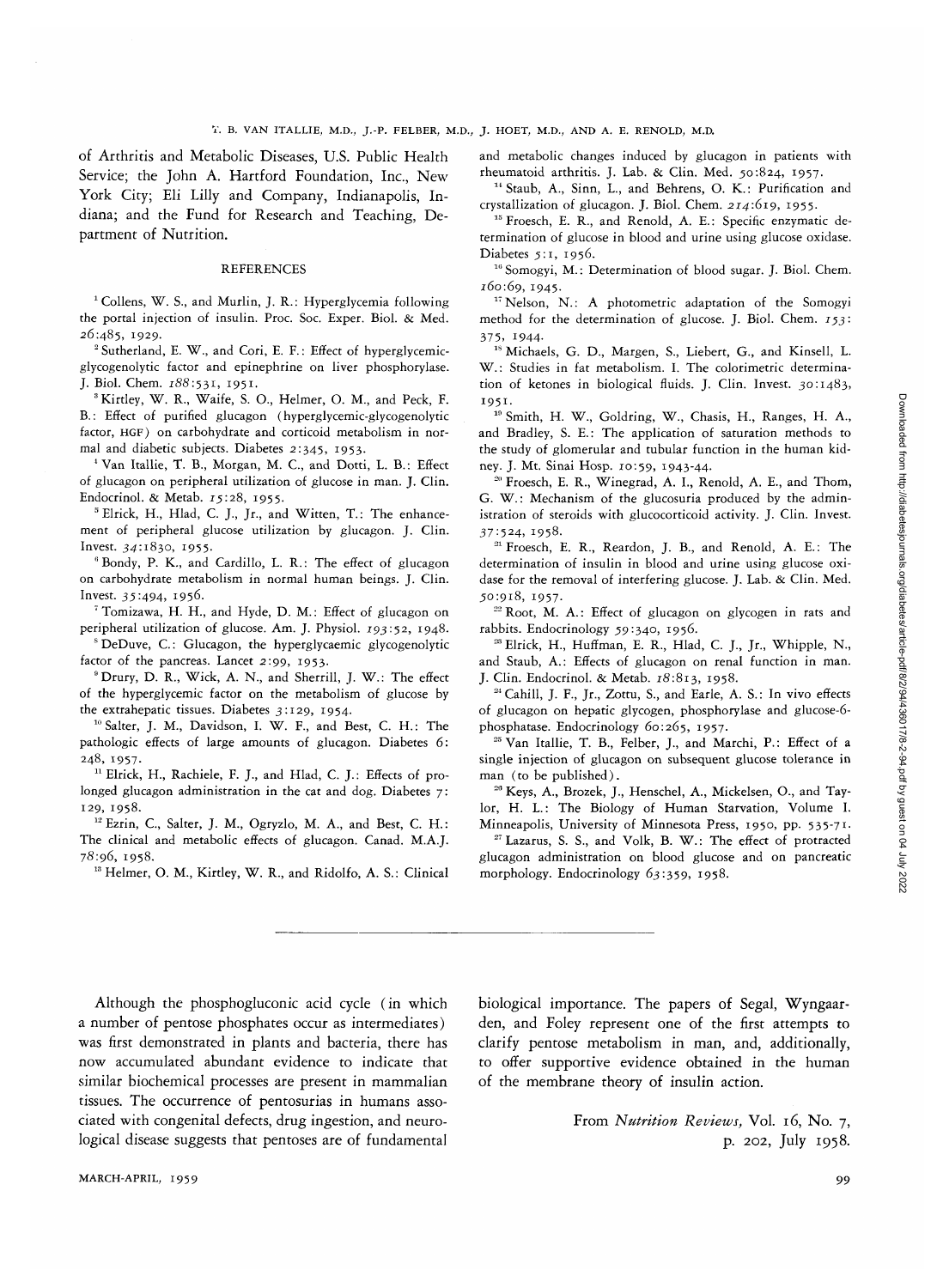of Arthritis and Metabolic Diseases, U.S. Public Health Service; the John A. Hartford Foundation, Inc., New York City; Eli Lilly and Company, Indianapolis, Indiana; and the Fund for Research and Teaching, Department of Nutrition.

## REFERENCES

[1] Collens, W. S., and Murlin, J. R.: Hyperglycemia following the portal injection of insulin. Proc. Soc. Exper. Biol. & Med. 26:485, 1929.

[2] Sutherland, E. W., and Cori, E. F.: Effect of hyperglycemic-glycogenolytic factor and epinephrine on liver phosphorylase. J. Biol. Chem. 188:531, 1951.

[3] Kirtley, W. R., Waife, S. O., Helmer, O. M., and Peck, F. B.: Effect of purified glucagon (hyperglycemic-glycogenolytic factor, HGF) on carbohydrate and corticoid metabolism in normal and diabetic subjects. Diabetes 2:345, 1953.

[4] Van Itallie, T. B., Morgan, M. C., and Dotti, L. B.: Effect of glucagon on peripheral utilization of glucose in man. J. Clin. Endocrinol. & Metab. 15:28, 1955.

[5] Elrick, H., Hlad, C. J., Jr., and Witten, T.: The enhancement of peripheral glucose utilization by glucagon. J. Clin. Invest. 34:1830, 1955.

[6] Bondy, P. K., and Cardillo, L. R.: The effect of glucagon on carbohydrate metabolism in normal human beings. J. Clin. Invest. 35:494, 1956.

[7] Tomizawa, H. H., and Hyde, D. M.: Effect of glucagon on peripheral utilization of glucose. Am. J. Physiol. 193:52, 1948.

[8] DeDuve, C.: Glucagon, the hyperglycaemic glycogenolytic factor of the pancreas. Lancet 2:99, 1953.

[9] Drury, D. R., Wick, A. N., and Sherrill, J. W.: The effect of the hyperglycemic factor on the metabolism of glucose by the extrahepatic tissues. Diabetes 3:129, 1954.

[10] Salter, J. M., Davidson, I. W. F., and Best, C. H.: The pathologic effects of large amounts of glucagon. Diabetes 6: 248, 1957.

[11] Elrick, H., Rachiele, F. J., and Hlad, C. J.: Effects of prolonged glucagon administration in the cat and dog. Diabetes 7: 129, 1958.

[12] Ezrin, C., Salter, J. M., Ogryzlo, M. A., and Best, C. H.: The clinical and metabolic effects of glucagon. Canad. M.A.J. 78:96, 1958.

[13] Helmer, O. M., Kirtley, W. R., and Ridolfo, A. S.: Clinical and metabolic changes induced by glucagon in patients with rheumatoid arthritis. J. Lab. & Clin. Med. 50:824, 1957.

[14] Staub, A., Sinn, L., and Behrens, O. K.: Purification and crystallization of glucagon. J. Biol. Chem. 214:619, 1955.

[15] Froesch, E. R., and Renold, A. E.: Specific enzymatic determination of glucose in blood and urine using glucose oxidase. Diabetes 5:1, 1956.

[16] Somogyi, M.: Determination of blood sugar. J. Biol. Chem. 160:69, 1945.

[17] Nelson, N.: A photometric adaptation of the Somogyi method for the determination of glucose. J. Biol. Chem. 153: 375, 1944.

[18] Michaels, G. D., Margen, S., Liebert, G., and Kinsell, L. W.: Studies in fat metabolism. I. The colorimetric determination of ketones in biological fluids. J. Clin. Invest. 30:1483, 1951.

[19] Smith, H. W., Goldring, W., Chasis, H., Ranges, H. A., and Bradley, S. E.: The application of saturation methods to the study of glomerular and tubular function in the human kidney. J. Mt. Sinai Hosp. 10:59, 1943-44.

[20] Froesch, E. R., Winegrad, A. I., Renold, A. E., and Thorn, G. W.: Mechanism of the glucosuria produced by the administration of steroids with glucocorticoid activity. J. Clin. Invest. 37:524, 1958.

[21] Froesch, E. R., Reardon, J. B., and Renold, A. E.: The determination of insulin in blood and urine using glucose oxidase for the removal of interfering glucose. J. Lab. & Clin. Med. 50:918, 1957.

[22] Root, M. A.: Effect of glucagon on glycogen in rats and rabbits. Endocrinology 59:340, 1956.

[23] Elrick, H., Huffman, E. R., Hlad, C. J., Jr., Whipple, N., and Staub, A.: Effects of glucagon on renal function in man. J. Clin. Endocrinol. & Metab. 18:813, 1958.

[24] Cahill, J. F., Jr., Zottu, S., and Earle, A. S.: In vivo effects of glucagon on hepatic glycogen, phosphorylase and glucose-6-phosphatase. Endocrinology 60:265, 1957.

[25] Van Itallie, T. B., Felber, J., and Marchi, P.: Effect of a single injection of glucagon on subsequent glucose tolerance in man (to be published).

[26] Keys, A., Brozek, J., Henschel, A., Mickelsen, O., and Taylor, H. L.: The Biology of Human Starvation, Volume I. Minneapolis, University of Minnesota Press, 1950, pp. 535-71.

[27] Lazarus, S. S., and Volk, B. W.: The effect of protracted glucagon administration on blood glucose and on pancreatic morphology. Endocrinology 63:359, 1958.

---

Although the phosphogluconic acid cycle (in which a number of pentose phosphates occur as intermediates) was first demonstrated in plants and bacteria, there has now accumulated abundant evidence to indicate that similar biochemical processes are present in mammalian tissues. The occurrence of pentosurias in humans associated with congenital defects, drug ingestion, and neurological disease suggests that pentoses are of fundamental biological importance. The papers of Segal, Wyngaarden, and Foley represent one of the first attempts to clarify pentose metabolism in man, and, additionally, to offer supportive evidence obtained in the human of the membrane theory of insulin action.

From *Nutrition Reviews,* Vol. 16, No. 7, p. 202, July 1958.